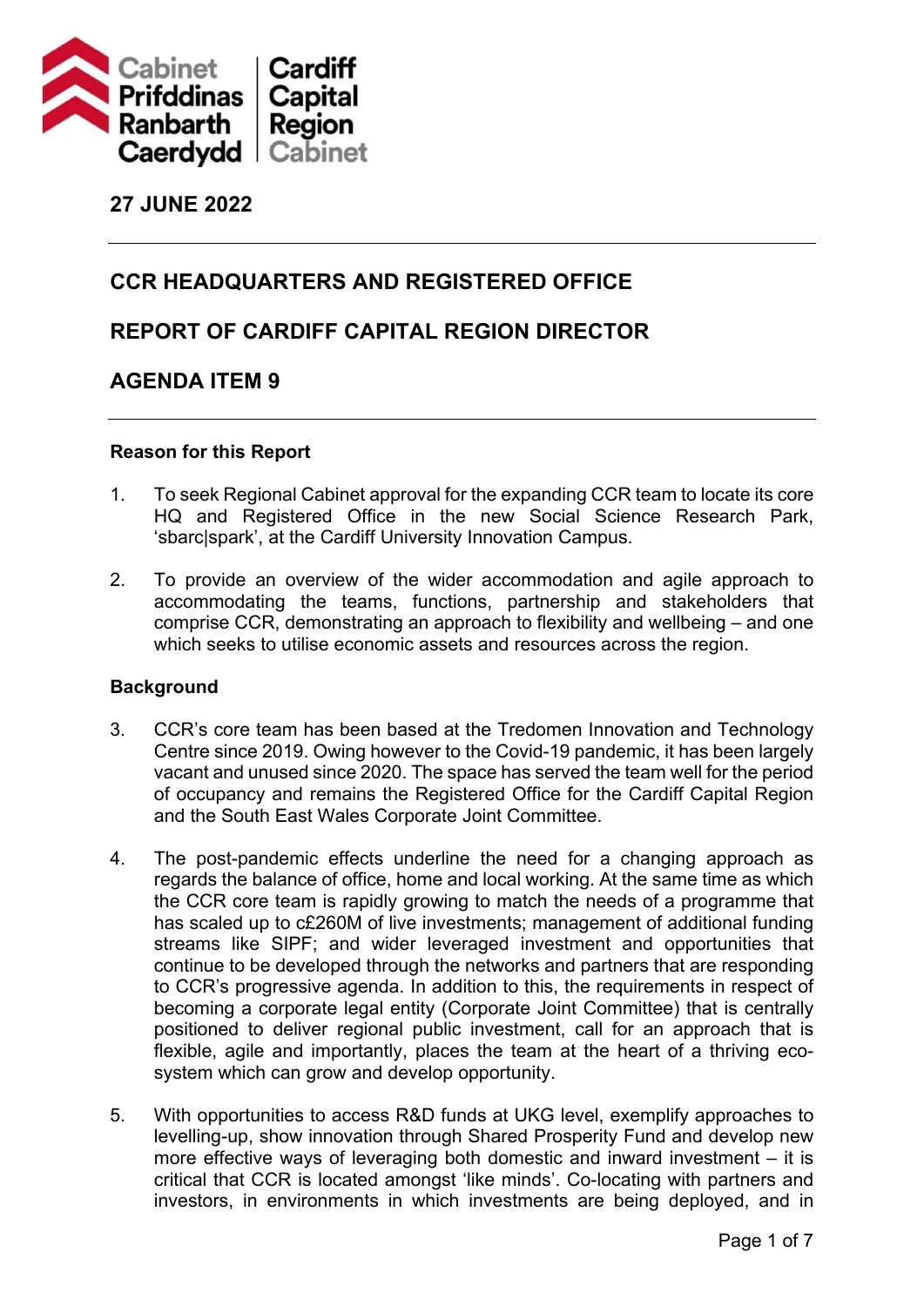Cabinet Prifddinas Ranbarth Caerdydd | Cardiff Capital Region Cabinet

**27 JUNE 2022**

---

## CCR HEADQUARTERS AND REGISTERED OFFICE

## REPORT OF CARDIFF CAPITAL REGION DIRECTOR

## AGENDA ITEM 9

---

**Reason for this Report**

1. To seek Regional Cabinet approval for the expanding CCR team to locate its core HQ and Registered Office in the new Social Science Research Park, 'sbarc|spark', at the Cardiff University Innovation Campus.

2. To provide an overview of the wider accommodation and agile approach to accommodating the teams, functions, partnership and stakeholders that comprise CCR, demonstrating an approach to flexibility and wellbeing – and one which seeks to utilise economic assets and resources across the region.

**Background**

3. CCR's core team has been based at the Tredomen Innovation and Technology Centre since 2019. Owing however to the Covid-19 pandemic, it has been largely vacant and unused since 2020. The space has served the team well for the period of occupancy and remains the Registered Office for the Cardiff Capital Region and the South East Wales Corporate Joint Committee.

4. The post-pandemic effects underline the need for a changing approach as regards the balance of office, home and local working. At the same time as which the CCR core team is rapidly growing to match the needs of a programme that has scaled up to c£260M of live investments; management of additional funding streams like SIPF; and wider leveraged investment and opportunities that continue to be developed through the networks and partners that are responding to CCR's progressive agenda. In addition to this, the requirements in respect of becoming a corporate legal entity (Corporate Joint Committee) that is centrally positioned to deliver regional public investment, call for an approach that is flexible, agile and importantly, places the team at the heart of a thriving eco-system which can grow and develop opportunity.

5. With opportunities to access R&D funds at UKG level, exemplify approaches to levelling-up, show innovation through Shared Prosperity Fund and develop new more effective ways of leveraging both domestic and inward investment – it is critical that CCR is located amongst 'like minds'. Co-locating with partners and investors, in environments in which investments are being deployed, and in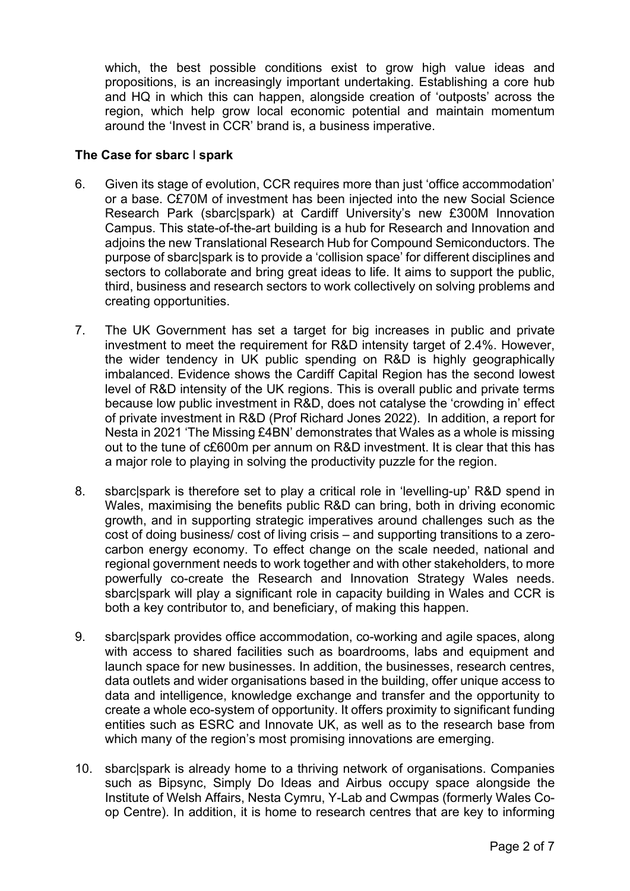which, the best possible conditions exist to grow high value ideas and propositions, is an increasingly important undertaking. Establishing a core hub and HQ in which this can happen, alongside creation of 'outposts' across the region, which help grow local economic potential and maintain momentum around the 'Invest in CCR' brand is, a business imperative.

**The Case for sbarc | spark**

6. Given its stage of evolution, CCR requires more than just 'office accommodation' or a base. C£70M of investment has been injected into the new Social Science Research Park (sbarc|spark) at Cardiff University's new £300M Innovation Campus. This state-of-the-art building is a hub for Research and Innovation and adjoins the new Translational Research Hub for Compound Semiconductors. The purpose of sbarc|spark is to provide a 'collision space' for different disciplines and sectors to collaborate and bring great ideas to life. It aims to support the public, third, business and research sectors to work collectively on solving problems and creating opportunities.

7. The UK Government has set a target for big increases in public and private investment to meet the requirement for R&D intensity target of 2.4%. However, the wider tendency in UK public spending on R&D is highly geographically imbalanced. Evidence shows the Cardiff Capital Region has the second lowest level of R&D intensity of the UK regions. This is overall public and private terms because low public investment in R&D, does not catalyse the 'crowding in' effect of private investment in R&D (Prof Richard Jones 2022). In addition, a report for Nesta in 2021 'The Missing £4BN' demonstrates that Wales as a whole is missing out to the tune of c£600m per annum on R&D investment. It is clear that this has a major role to playing in solving the productivity puzzle for the region.

8. sbarc|spark is therefore set to play a critical role in 'levelling-up' R&D spend in Wales, maximising the benefits public R&D can bring, both in driving economic growth, and in supporting strategic imperatives around challenges such as the cost of doing business/ cost of living crisis – and supporting transitions to a zero-carbon energy economy. To effect change on the scale needed, national and regional government needs to work together and with other stakeholders, to more powerfully co-create the Research and Innovation Strategy Wales needs. sbarc|spark will play a significant role in capacity building in Wales and CCR is both a key contributor to, and beneficiary, of making this happen.

9. sbarc|spark provides office accommodation, co-working and agile spaces, along with access to shared facilities such as boardrooms, labs and equipment and launch space for new businesses. In addition, the businesses, research centres, data outlets and wider organisations based in the building, offer unique access to data and intelligence, knowledge exchange and transfer and the opportunity to create a whole eco-system of opportunity. It offers proximity to significant funding entities such as ESRC and Innovate UK, as well as to the research base from which many of the region's most promising innovations are emerging.

10. sbarc|spark is already home to a thriving network of organisations. Companies such as Bipsync, Simply Do Ideas and Airbus occupy space alongside the Institute of Welsh Affairs, Nesta Cymru, Y-Lab and Cwmpas (formerly Wales Co-op Centre). In addition, it is home to research centres that are key to informing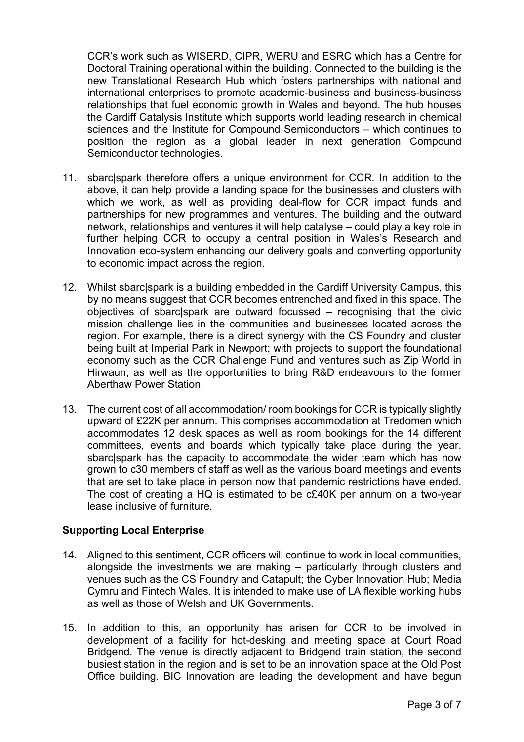CCR's work such as WISERD, CIPR, WERU and ESRC which has a Centre for Doctoral Training operational within the building. Connected to the building is the new Translational Research Hub which fosters partnerships with national and international enterprises to promote academic-business and business-business relationships that fuel economic growth in Wales and beyond. The hub houses the Cardiff Catalysis Institute which supports world leading research in chemical sciences and the Institute for Compound Semiconductors – which continues to position the region as a global leader in next generation Compound Semiconductor technologies.

11. sbarc|spark therefore offers a unique environment for CCR. In addition to the above, it can help provide a landing space for the businesses and clusters with which we work, as well as providing deal-flow for CCR impact funds and partnerships for new programmes and ventures. The building and the outward network, relationships and ventures it will help catalyse – could play a key role in further helping CCR to occupy a central position in Wales's Research and Innovation eco-system enhancing our delivery goals and converting opportunity to economic impact across the region.

12. Whilst sbarc|spark is a building embedded in the Cardiff University Campus, this by no means suggest that CCR becomes entrenched and fixed in this space. The objectives of sbarc|spark are outward focussed – recognising that the civic mission challenge lies in the communities and businesses located across the region. For example, there is a direct synergy with the CS Foundry and cluster being built at Imperial Park in Newport; with projects to support the foundational economy such as the CCR Challenge Fund and ventures such as Zip World in Hirwaun, as well as the opportunities to bring R&D endeavours to the former Aberthaw Power Station.

13. The current cost of all accommodation/ room bookings for CCR is typically slightly upward of £22K per annum. This comprises accommodation at Tredomen which accommodates 12 desk spaces as well as room bookings for the 14 different committees, events and boards which typically take place during the year. sbarc|spark has the capacity to accommodate the wider team which has now grown to c30 members of staff as well as the various board meetings and events that are set to take place in person now that pandemic restrictions have ended. The cost of creating a HQ is estimated to be c£40K per annum on a two-year lease inclusive of furniture.

**Supporting Local Enterprise**

14. Aligned to this sentiment, CCR officers will continue to work in local communities, alongside the investments we are making – particularly through clusters and venues such as the CS Foundry and Catapult; the Cyber Innovation Hub; Media Cymru and Fintech Wales. It is intended to make use of LA flexible working hubs as well as those of Welsh and UK Governments.

15. In addition to this, an opportunity has arisen for CCR to be involved in development of a facility for hot-desking and meeting space at Court Road Bridgend. The venue is directly adjacent to Bridgend train station, the second busiest station in the region and is set to be an innovation space at the Old Post Office building. BIC Innovation are leading the development and have begun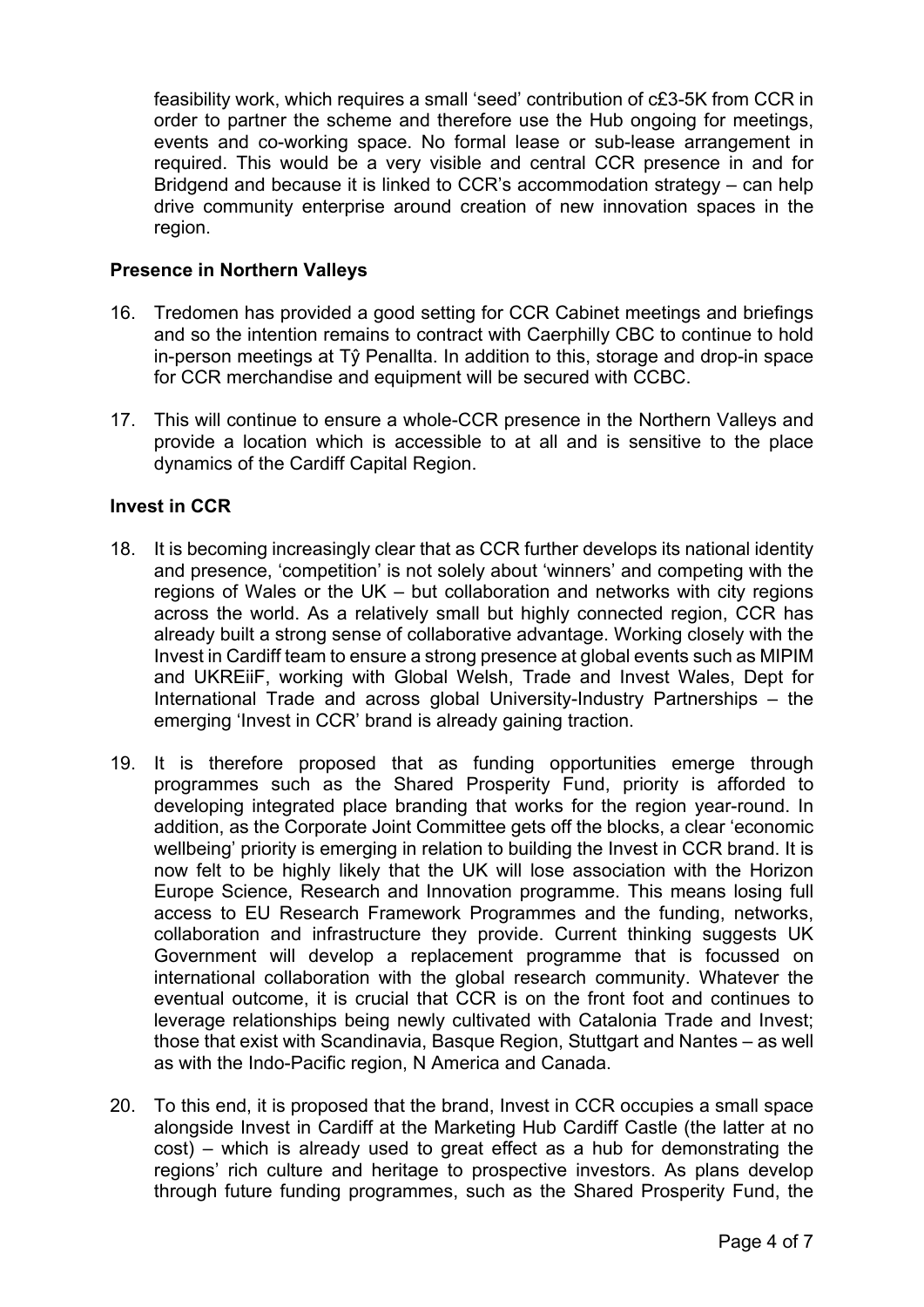feasibility work, which requires a small 'seed' contribution of c£3-5K from CCR in order to partner the scheme and therefore use the Hub ongoing for meetings, events and co-working space. No formal lease or sub-lease arrangement in required. This would be a very visible and central CCR presence in and for Bridgend and because it is linked to CCR's accommodation strategy – can help drive community enterprise around creation of new innovation spaces in the region.

**Presence in Northern Valleys**

16. Tredomen has provided a good setting for CCR Cabinet meetings and briefings and so the intention remains to contract with Caerphilly CBC to continue to hold in-person meetings at Tŷ Penallta. In addition to this, storage and drop-in space for CCR merchandise and equipment will be secured with CCBC.

17. This will continue to ensure a whole-CCR presence in the Northern Valleys and provide a location which is accessible to at all and is sensitive to the place dynamics of the Cardiff Capital Region.

**Invest in CCR**

18. It is becoming increasingly clear that as CCR further develops its national identity and presence, 'competition' is not solely about 'winners' and competing with the regions of Wales or the UK – but collaboration and networks with city regions across the world. As a relatively small but highly connected region, CCR has already built a strong sense of collaborative advantage. Working closely with the Invest in Cardiff team to ensure a strong presence at global events such as MIPIM and UKREiiF, working with Global Welsh, Trade and Invest Wales, Dept for International Trade and across global University-Industry Partnerships – the emerging 'Invest in CCR' brand is already gaining traction.

19. It is therefore proposed that as funding opportunities emerge through programmes such as the Shared Prosperity Fund, priority is afforded to developing integrated place branding that works for the region year-round. In addition, as the Corporate Joint Committee gets off the blocks, a clear 'economic wellbeing' priority is emerging in relation to building the Invest in CCR brand. It is now felt to be highly likely that the UK will lose association with the Horizon Europe Science, Research and Innovation programme. This means losing full access to EU Research Framework Programmes and the funding, networks, collaboration and infrastructure they provide. Current thinking suggests UK Government will develop a replacement programme that is focussed on international collaboration with the global research community. Whatever the eventual outcome, it is crucial that CCR is on the front foot and continues to leverage relationships being newly cultivated with Catalonia Trade and Invest; those that exist with Scandinavia, Basque Region, Stuttgart and Nantes – as well as with the Indo-Pacific region, N America and Canada.

20. To this end, it is proposed that the brand, Invest in CCR occupies a small space alongside Invest in Cardiff at the Marketing Hub Cardiff Castle (the latter at no cost) – which is already used to great effect as a hub for demonstrating the regions' rich culture and heritage to prospective investors. As plans develop through future funding programmes, such as the Shared Prosperity Fund, the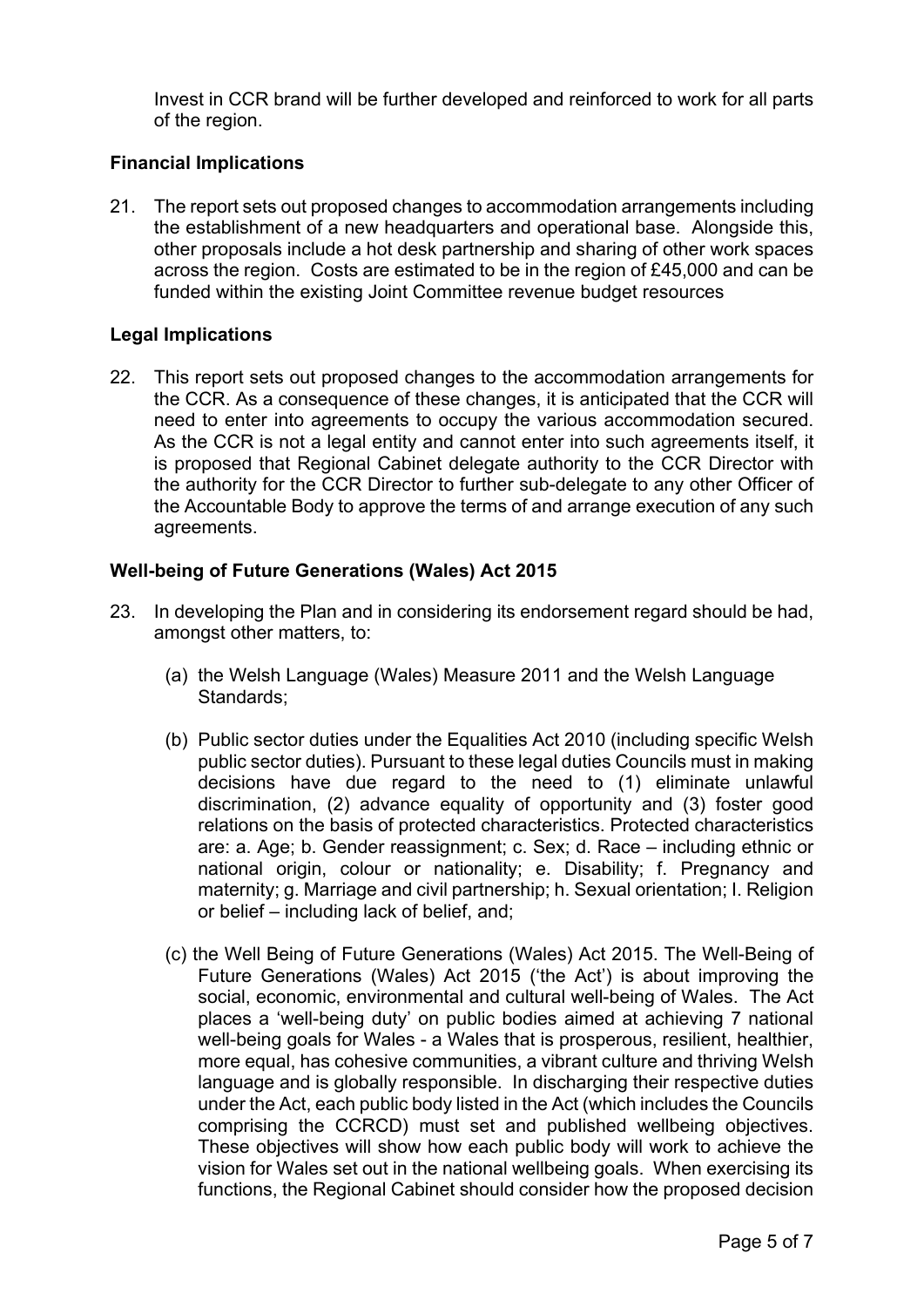Invest in CCR brand will be further developed and reinforced to work for all parts of the region.

### Financial Implications

21. The report sets out proposed changes to accommodation arrangements including the establishment of a new headquarters and operational base. Alongside this, other proposals include a hot desk partnership and sharing of other work spaces across the region. Costs are estimated to be in the region of £45,000 and can be funded within the existing Joint Committee revenue budget resources

### Legal Implications

22. This report sets out proposed changes to the accommodation arrangements for the CCR. As a consequence of these changes, it is anticipated that the CCR will need to enter into agreements to occupy the various accommodation secured. As the CCR is not a legal entity and cannot enter into such agreements itself, it is proposed that Regional Cabinet delegate authority to the CCR Director with the authority for the CCR Director to further sub-delegate to any other Officer of the Accountable Body to approve the terms of and arrange execution of any such agreements.

### Well-being of Future Generations (Wales) Act 2015

23. In developing the Plan and in considering its endorsement regard should be had, amongst other matters, to:

    (a) the Welsh Language (Wales) Measure 2011 and the Welsh Language Standards;

    (b) Public sector duties under the Equalities Act 2010 (including specific Welsh public sector duties). Pursuant to these legal duties Councils must in making decisions have due regard to the need to (1) eliminate unlawful discrimination, (2) advance equality of opportunity and (3) foster good relations on the basis of protected characteristics. Protected characteristics are: a. Age; b. Gender reassignment; c. Sex; d. Race – including ethnic or national origin, colour or nationality; e. Disability; f. Pregnancy and maternity; g. Marriage and civil partnership; h. Sexual orientation; I. Religion or belief – including lack of belief, and;

    (c) the Well Being of Future Generations (Wales) Act 2015. The Well-Being of Future Generations (Wales) Act 2015 ('the Act') is about improving the social, economic, environmental and cultural well-being of Wales. The Act places a 'well-being duty' on public bodies aimed at achieving 7 national well-being goals for Wales - a Wales that is prosperous, resilient, healthier, more equal, has cohesive communities, a vibrant culture and thriving Welsh language and is globally responsible. In discharging their respective duties under the Act, each public body listed in the Act (which includes the Councils comprising the CCRCD) must set and published wellbeing objectives. These objectives will show how each public body will work to achieve the vision for Wales set out in the national wellbeing goals. When exercising its functions, the Regional Cabinet should consider how the proposed decision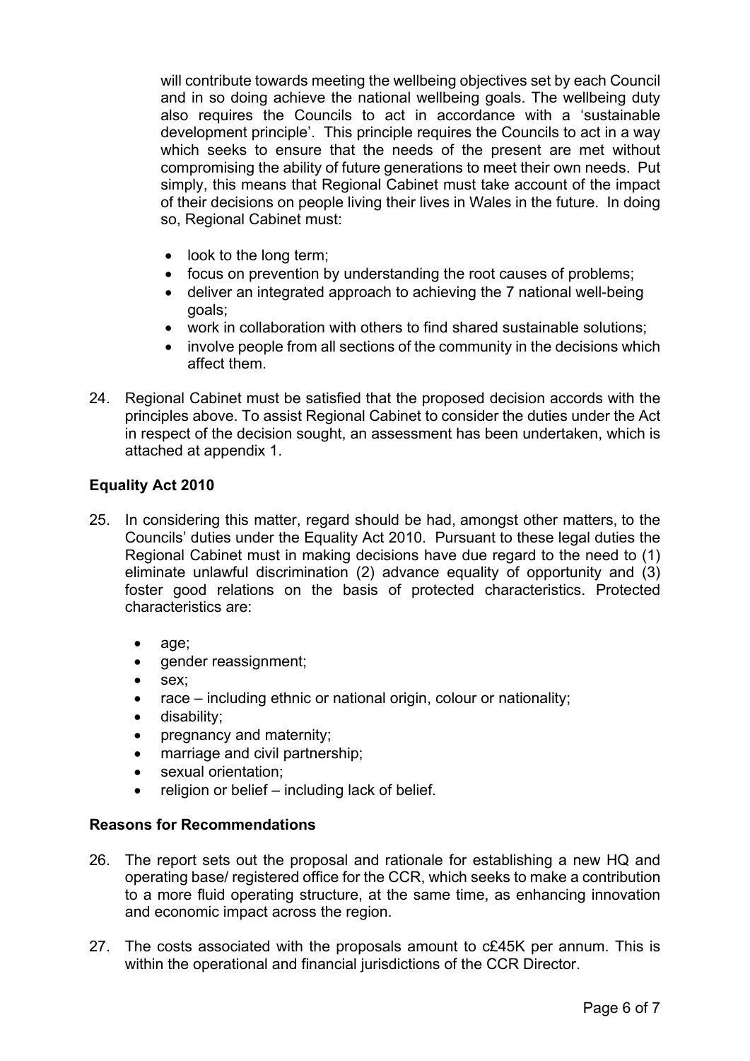will contribute towards meeting the wellbeing objectives set by each Council and in so doing achieve the national wellbeing goals. The wellbeing duty also requires the Councils to act in accordance with a 'sustainable development principle'. This principle requires the Councils to act in a way which seeks to ensure that the needs of the present are met without compromising the ability of future generations to meet their own needs. Put simply, this means that Regional Cabinet must take account of the impact of their decisions on people living their lives in Wales in the future. In doing so, Regional Cabinet must:

- look to the long term;
- focus on prevention by understanding the root causes of problems;
- deliver an integrated approach to achieving the 7 national well-being goals;
- work in collaboration with others to find shared sustainable solutions;
- involve people from all sections of the community in the decisions which affect them.

24. Regional Cabinet must be satisfied that the proposed decision accords with the principles above. To assist Regional Cabinet to consider the duties under the Act in respect of the decision sought, an assessment has been undertaken, which is attached at appendix 1.

**Equality Act 2010**

25. In considering this matter, regard should be had, amongst other matters, to the Councils' duties under the Equality Act 2010. Pursuant to these legal duties the Regional Cabinet must in making decisions have due regard to the need to (1) eliminate unlawful discrimination (2) advance equality of opportunity and (3) foster good relations on the basis of protected characteristics. Protected characteristics are:

- age;
- gender reassignment;
- sex;
- race – including ethnic or national origin, colour or nationality;
- disability;
- pregnancy and maternity;
- marriage and civil partnership;
- sexual orientation;
- religion or belief – including lack of belief.

**Reasons for Recommendations**

26. The report sets out the proposal and rationale for establishing a new HQ and operating base/ registered office for the CCR, which seeks to make a contribution to a more fluid operating structure, at the same time, as enhancing innovation and economic impact across the region.

27. The costs associated with the proposals amount to c£45K per annum. This is within the operational and financial jurisdictions of the CCR Director.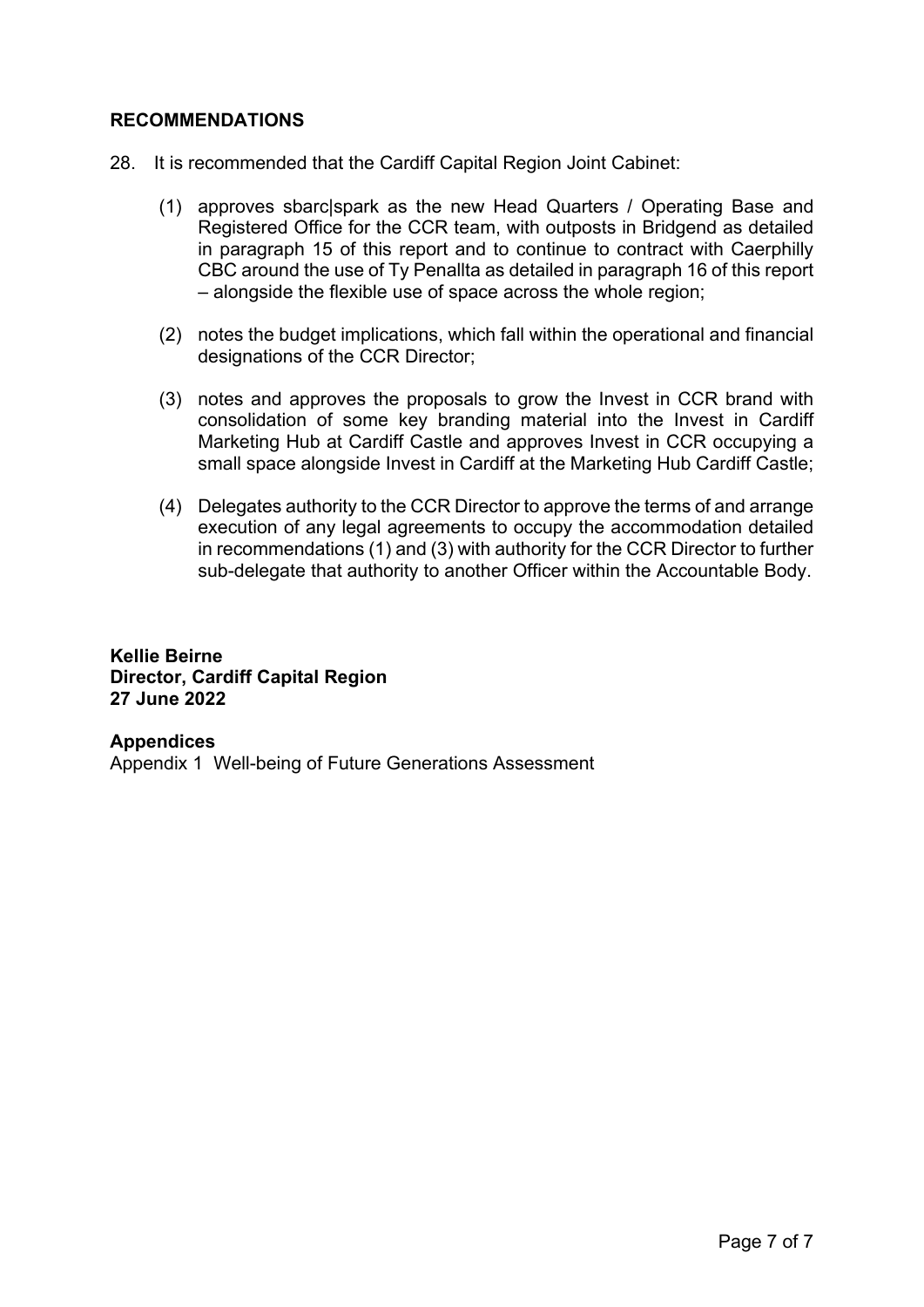## RECOMMENDATIONS

28. It is recommended that the Cardiff Capital Region Joint Cabinet:

    (1) approves sbarc|spark as the new Head Quarters / Operating Base and Registered Office for the CCR team, with outposts in Bridgend as detailed in paragraph 15 of this report and to continue to contract with Caerphilly CBC around the use of Ty Penallta as detailed in paragraph 16 of this report – alongside the flexible use of space across the whole region;

    (2) notes the budget implications, which fall within the operational and financial designations of the CCR Director;

    (3) notes and approves the proposals to grow the Invest in CCR brand with consolidation of some key branding material into the Invest in Cardiff Marketing Hub at Cardiff Castle and approves Invest in CCR occupying a small space alongside Invest in Cardiff at the Marketing Hub Cardiff Castle;

    (4) Delegates authority to the CCR Director to approve the terms of and arrange execution of any legal agreements to occupy the accommodation detailed in recommendations (1) and (3) with authority for the CCR Director to further sub-delegate that authority to another Officer within the Accountable Body.

**Kellie Beirne**
**Director, Cardiff Capital Region**
**27 June 2022**

**Appendices**
Appendix 1 Well-being of Future Generations Assessment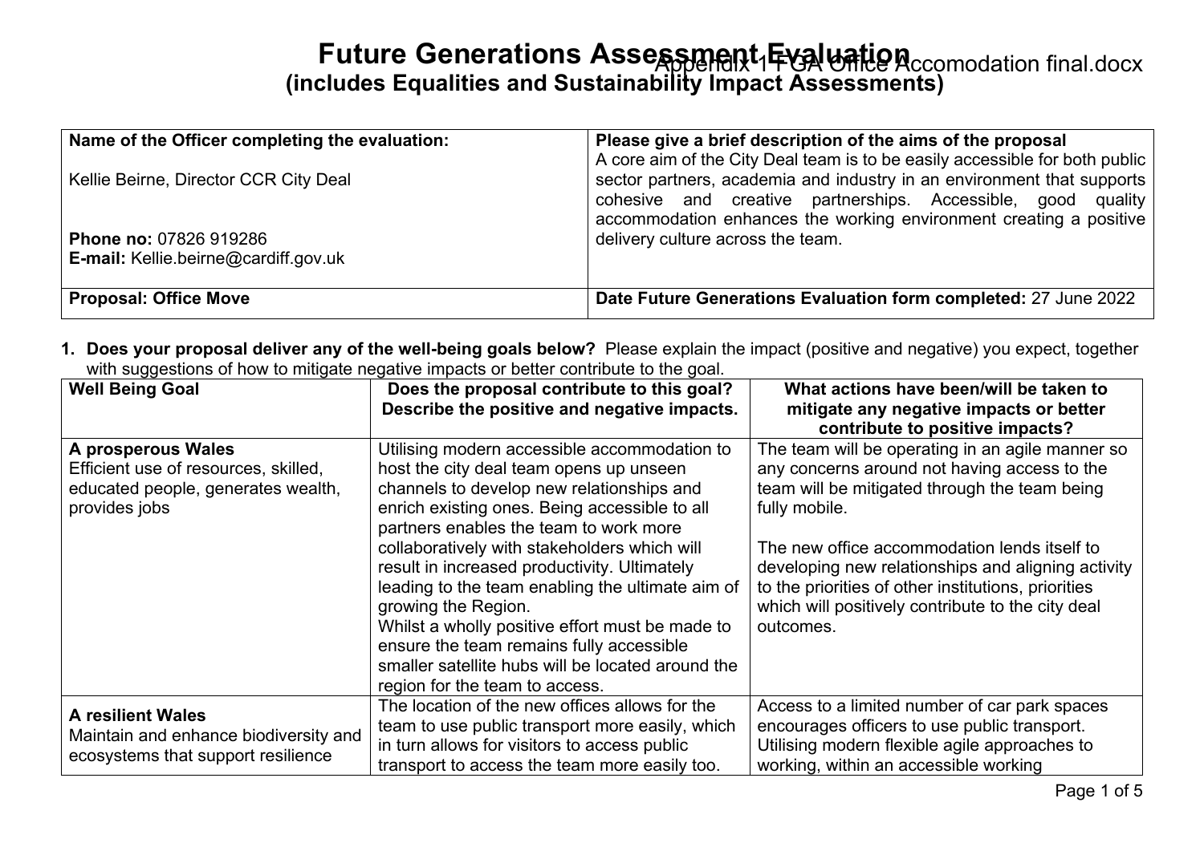# Future Generations Assessment Evaluation

## (includes Equalities and Sustainability Impact Assessments)

Appendix 1 FGA Office Accomodation final.docx

| **Name of the Officer completing the evaluation:**<br><br>Kellie Beirne, Director CCR City Deal<br><br>**Phone no:** 07826 919286<br>**E-mail:** Kellie.beirne@cardiff.gov.uk | **Please give a brief description of the aims of the proposal**<br>A core aim of the City Deal team is to be easily accessible for both public sector partners, academia and industry in an environment that supports cohesive and creative partnerships. Accessible, good quality accommodation enhances the working environment creating a positive delivery culture across the team. |
|---|---|
| **Proposal: Office Move** | **Date Future Generations Evaluation form completed:** 27 June 2022 |

1. **Does your proposal deliver any of the well-being goals below?** Please explain the impact (positive and negative) you expect, together with suggestions of how to mitigate negative impacts or better contribute to the goal.

| Well Being Goal | Does the proposal contribute to this goal? Describe the positive and negative impacts. | What actions have been/will be taken to mitigate any negative impacts or better contribute to positive impacts? |
|---|---|---|
| **A prosperous Wales**<br>Efficient use of resources, skilled, educated people, generates wealth, provides jobs | Utilising modern accessible accommodation to host the city deal team opens up unseen channels to develop new relationships and enrich existing ones. Being accessible to all partners enables the team to work more collaboratively with stakeholders which will result in increased productivity. Ultimately leading to the team enabling the ultimate aim of growing the Region.<br>Whilst a wholly positive effort must be made to ensure the team remains fully accessible smaller satellite hubs will be located around the region for the team to access. | The team will be operating in an agile manner so any concerns around not having access to the team will be mitigated through the team being fully mobile.<br><br>The new office accommodation lends itself to developing new relationships and aligning activity to the priorities of other institutions, priorities which will positively contribute to the city deal outcomes. |
| **A resilient Wales**<br>Maintain and enhance biodiversity and ecosystems that support resilience | The location of the new offices allows for the team to use public transport more easily, which in turn allows for visitors to access public transport to access the team more easily too. | Access to a limited number of car park spaces encourages officers to use public transport. Utilising modern flexible agile approaches to working, within an accessible working |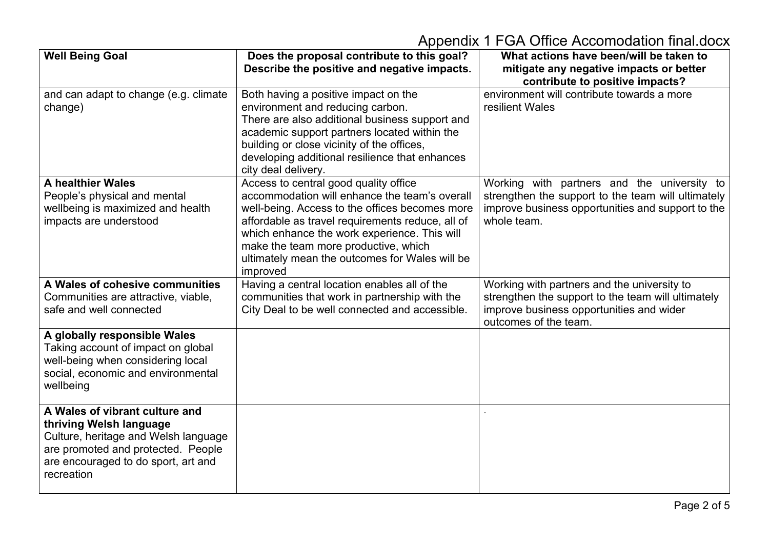| Well Being Goal | Does the proposal contribute to this goal? Describe the positive and negative impacts. | What actions have been/will be taken to mitigate any negative impacts or better contribute to positive impacts? |
|---|---|---|
| and can adapt to change (e.g. climate change) | Both having a positive impact on the environment and reducing carbon. There are also additional business support and academic support partners located within the building or close vicinity of the offices, developing additional resilience that enhances city deal delivery. | environment will contribute towards a more resilient Wales |
| **A healthier Wales** People's physical and mental wellbeing is maximized and health impacts are understood | Access to central good quality office accommodation will enhance the team's overall well-being. Access to the offices becomes more affordable as travel requirements reduce, all of which enhance the work experience. This will make the team more productive, which ultimately mean the outcomes for Wales will be improved | Working with partners and the university to strengthen the support to the team will ultimately improve business opportunities and support to the whole team. |
| **A Wales of cohesive communities** Communities are attractive, viable, safe and well connected | Having a central location enables all of the communities that work in partnership with the City Deal to be well connected and accessible. | Working with partners and the university to strengthen the support to the team will ultimately improve business opportunities and wider outcomes of the team. |
| **A globally responsible Wales** Taking account of impact on global well-being when considering local social, economic and environmental wellbeing | | |
| **A Wales of vibrant culture and thriving Welsh language** Culture, heritage and Welsh language are promoted and protected. People are encouraged to do sport, art and recreation | | . |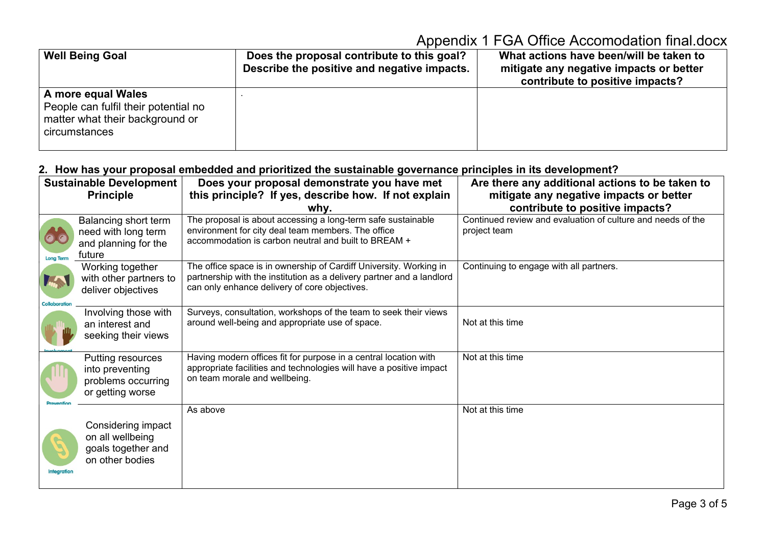| Well Being Goal | Does the proposal contribute to this goal? Describe the positive and negative impacts. | What actions have been/will be taken to mitigate any negative impacts or better contribute to positive impacts? |
|---|---|---|
| **A more equal Wales** People can fulfil their potential no matter what their background or circumstances | . | |

**2. How has your proposal embedded and prioritized the sustainable governance principles in its development?**

| Sustainable Development Principle | | Does your proposal demonstrate you have met this principle? If yes, describe how. If not explain why. | Are there any additional actions to be taken to mitigate any negative impacts or better contribute to positive impacts? |
|---|---|---|---|
| Long Term | Balancing short term need with long term and planning for the future | The proposal is about accessing a long-term safe sustainable environment for city deal team members. The office accommodation is carbon neutral and built to BREAM + | Continued review and evaluation of culture and needs of the project team |
| Collaboration | Working together with other partners to deliver objectives | The office space is in ownership of Cardiff University. Working in partnership with the institution as a delivery partner and a landlord can only enhance delivery of core objectives. | Continuing to engage with all partners. |
| Involvement | Involving those with an interest and seeking their views | Surveys, consultation, workshops of the team to seek their views around well-being and appropriate use of space. | Not at this time |
| Prevention | Putting resources into preventing problems occurring or getting worse | Having modern offices fit for purpose in a central location with appropriate facilities and technologies will have a positive impact on team morale and wellbeing. | Not at this time |
| Integration | Considering impact on all wellbeing goals together and on other bodies | As above | Not at this time |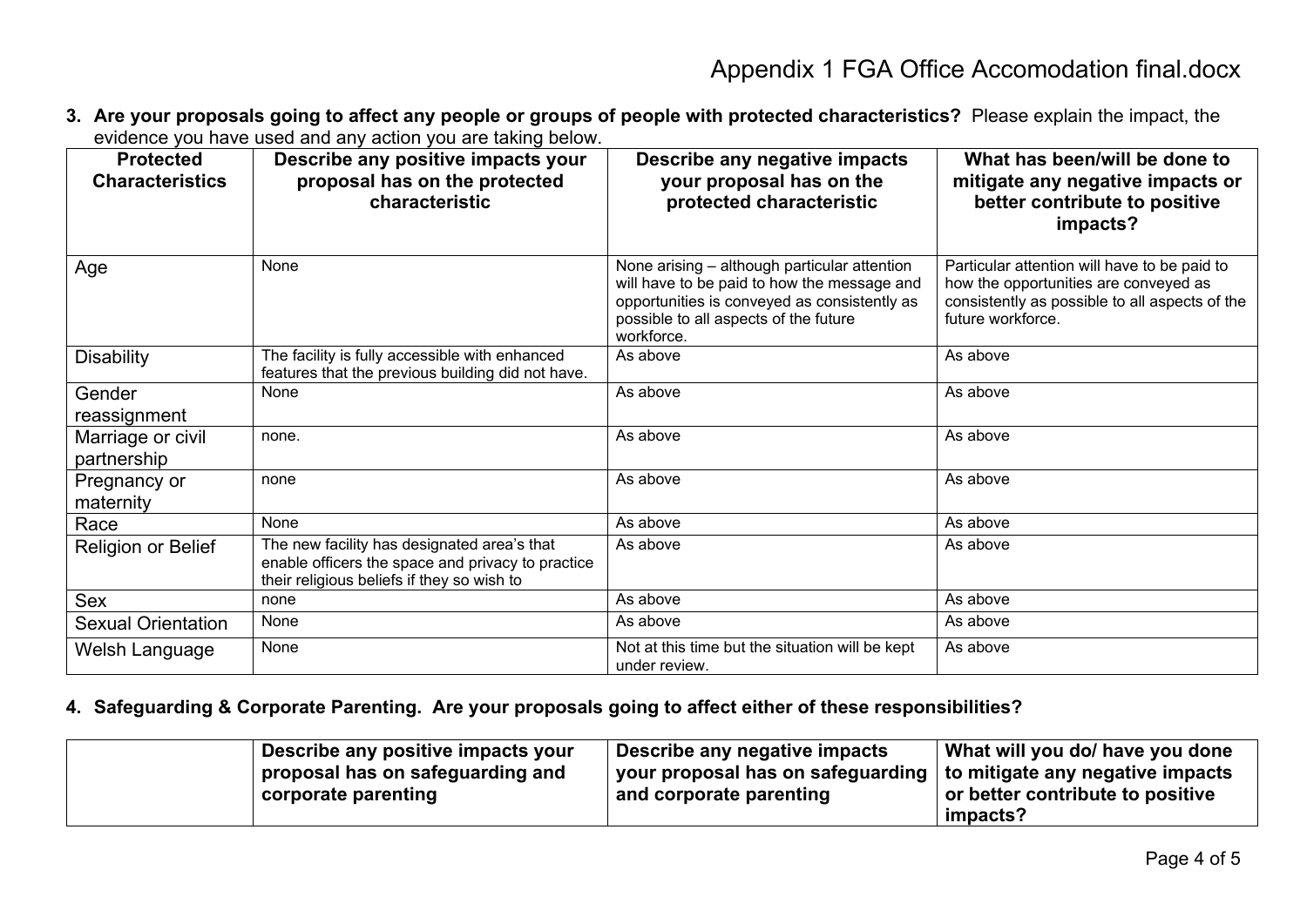**3. Are your proposals going to affect any people or groups of people with protected characteristics?** Please explain the impact, the evidence you have used and any action you are taking below.

| Protected Characteristics | Describe any positive impacts your proposal has on the protected characteristic | Describe any negative impacts your proposal has on the protected characteristic | What has been/will be done to mitigate any negative impacts or better contribute to positive impacts? |
|---|---|---|---|
| Age | None | None arising – although particular attention will have to be paid to how the message and opportunities is conveyed as consistently as possible to all aspects of the future workforce. | Particular attention will have to be paid to how the opportunities are conveyed as consistently as possible to all aspects of the future workforce. |
| Disability | The facility is fully accessible with enhanced features that the previous building did not have. | As above | As above |
| Gender reassignment | None | As above | As above |
| Marriage or civil partnership | none. | As above | As above |
| Pregnancy or maternity | none | As above | As above |
| Race | None | As above | As above |
| Religion or Belief | The new facility has designated area's that enable officers the space and privacy to practice their religious beliefs if they so wish to | As above | As above |
| Sex | none | As above | As above |
| Sexual Orientation | None | As above | As above |
| Welsh Language | None | Not at this time but the situation will be kept under review. | As above |

**4. Safeguarding & Corporate Parenting. Are your proposals going to affect either of these responsibilities?**

| | Describe any positive impacts your proposal has on safeguarding and corporate parenting | Describe any negative impacts your proposal has on safeguarding and corporate parenting | What will you do/ have you done to mitigate any negative impacts or better contribute to positive impacts? |
|---|---|---|---|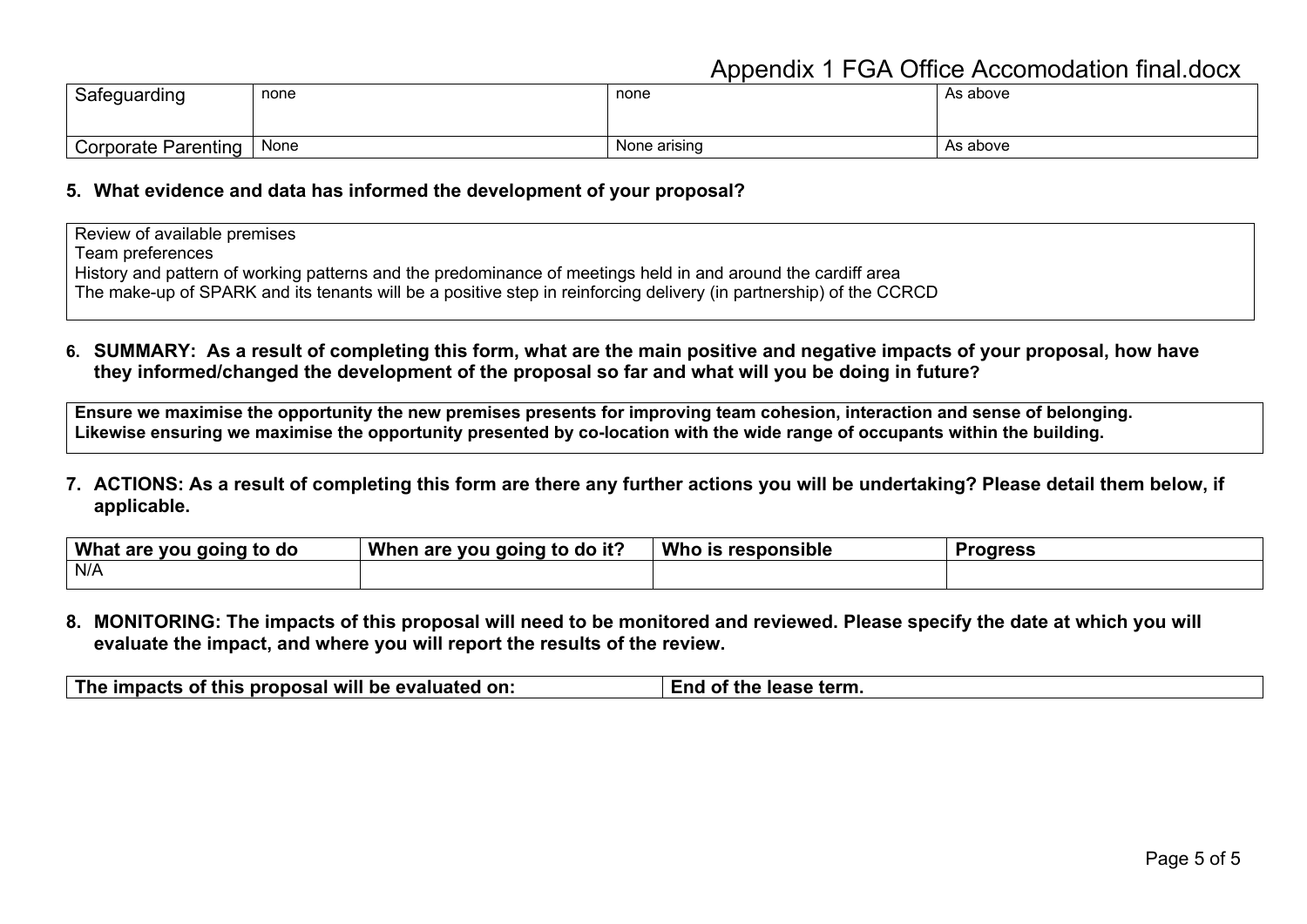| | | | |
|---|---|---|---|
| Safeguarding | none | none | As above |
| Corporate Parenting | None | None arising | As above |

**5. What evidence and data has informed the development of your proposal?**

| |
|---|
| Review of available premises<br>Team preferences<br>History and pattern of working patterns and the predominance of meetings held in and around the cardiff area<br>The make-up of SPARK and its tenants will be a positive step in reinforcing delivery (in partnership) of the CCRCD |

**6. SUMMARY: As a result of completing this form, what are the main positive and negative impacts of your proposal, how have they informed/changed the development of the proposal so far and what will you be doing in future?**

| |
|---|
| **Ensure we maximise the opportunity the new premises presents for improving team cohesion, interaction and sense of belonging.<br>Likewise ensuring we maximise the opportunity presented by co-location with the wide range of occupants within the building.** |

**7. ACTIONS: As a result of completing this form are there any further actions you will be undertaking? Please detail them below, if applicable.**

| What are you going to do | When are you going to do it? | Who is responsible | Progress |
|---|---|---|---|
| N/A | | | |

**8. MONITORING: The impacts of this proposal will need to be monitored and reviewed. Please specify the date at which you will evaluate the impact, and where you will report the results of the review.**

| | |
|---|---|
| **The impacts of this proposal will be evaluated on:** | **End of the lease term.** |